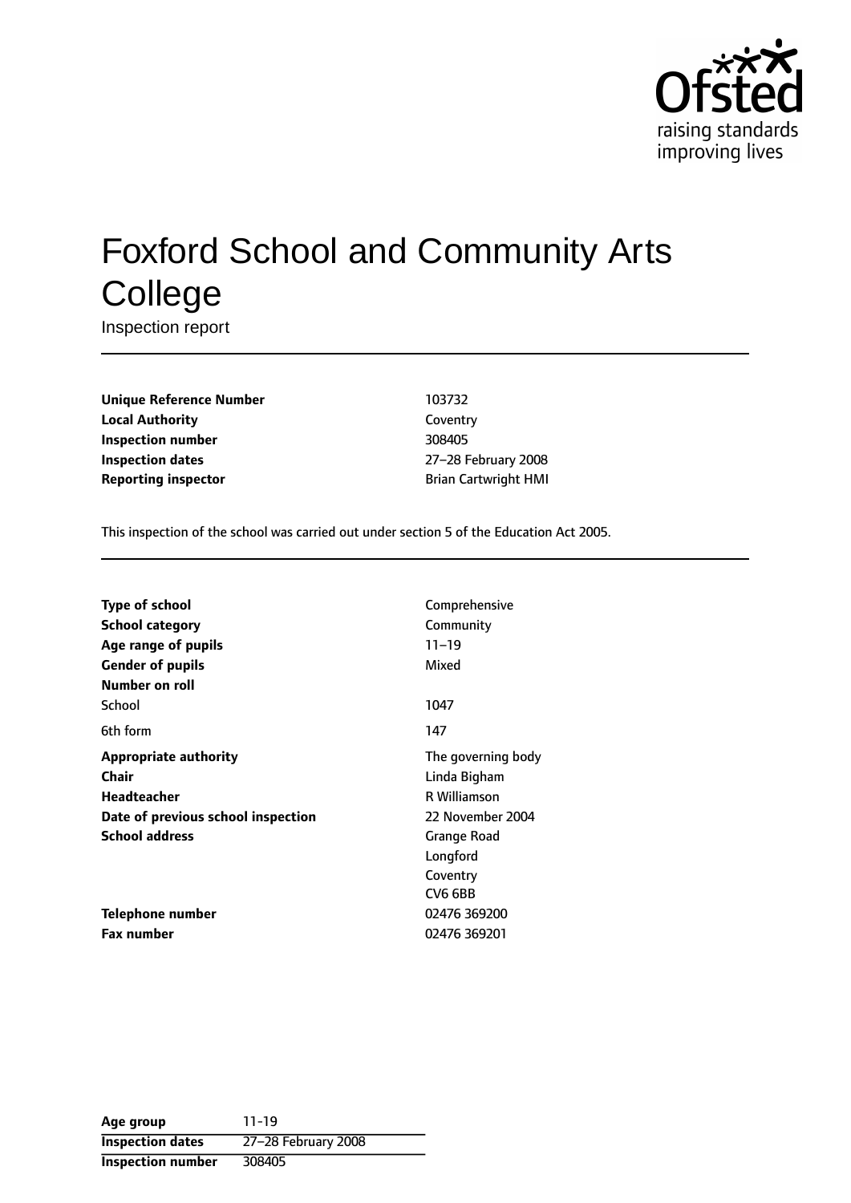Ofsted
raising standards
improving lives

# Foxford School and Community Arts College

Inspection report

| | |
|---|---|
| **Unique Reference Number** | 103732 |
| **Local Authority** | Coventry |
| **Inspection number** | 308405 |
| **Inspection dates** | 27–28 February 2008 |
| **Reporting inspector** | Brian Cartwright HMI |

This inspection of the school was carried out under section 5 of the Education Act 2005.

| | |
|---|---|
| **Type of school** | Comprehensive |
| **School category** | Community |
| **Age range of pupils** | 11–19 |
| **Gender of pupils** | Mixed |
| **Number on roll** | |
| School | 1047 |
| 6th form | 147 |
| **Appropriate authority** | The governing body |
| **Chair** | Linda Bigham |
| **Headteacher** | R Williamson |
| **Date of previous school inspection** | 22 November 2004 |
| **School address** | Grange Road<br>Longford<br>Coventry<br>CV6 6BB |
| **Telephone number** | 02476 369200 |
| **Fax number** | 02476 369201 |

| **Age group** | 11-19 |
|---|---|
| **Inspection dates** | 27–28 February 2008 |
| **Inspection number** | 308405 |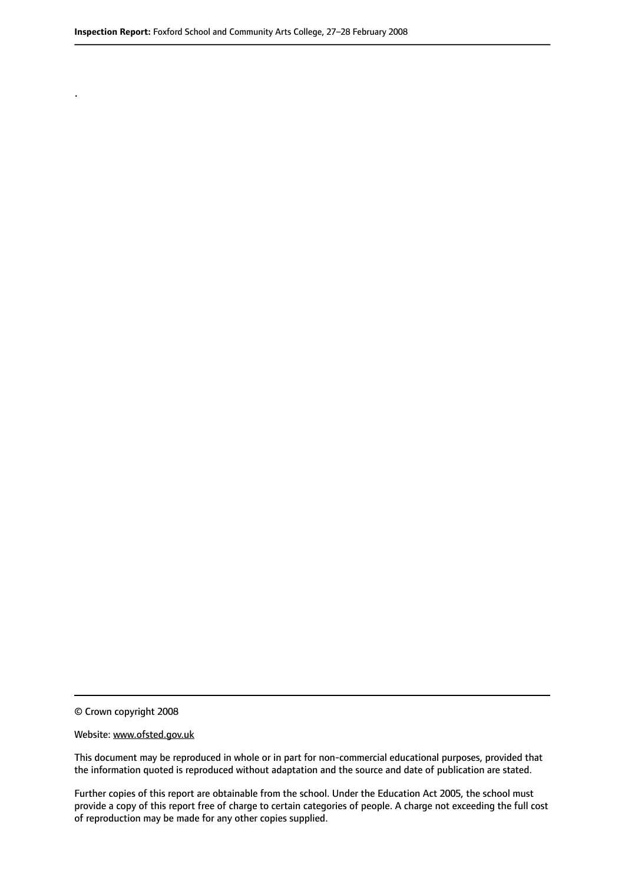.

© Crown copyright 2008

Website: www.ofsted.gov.uk

This document may be reproduced in whole or in part for non-commercial educational purposes, provided that the information quoted is reproduced without adaptation and the source and date of publication are stated.

Further copies of this report are obtainable from the school. Under the Education Act 2005, the school must provide a copy of this report free of charge to certain categories of people. A charge not exceeding the full cost of reproduction may be made for any other copies supplied.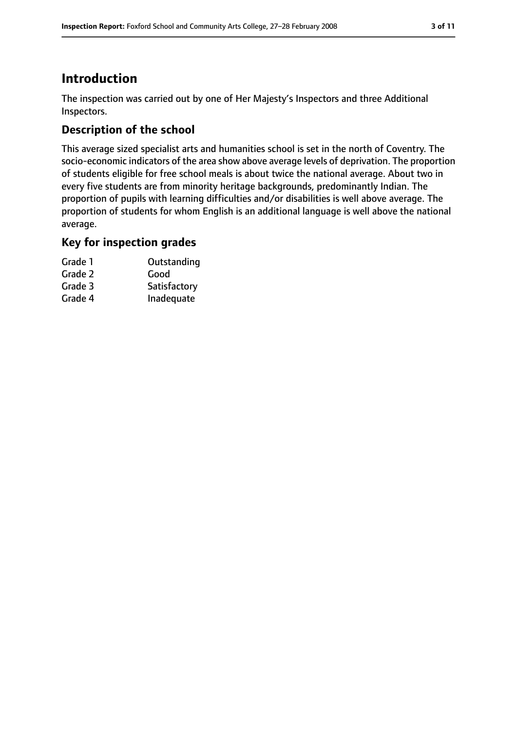# Introduction

The inspection was carried out by one of Her Majesty's Inspectors and three Additional Inspectors.

## Description of the school

This average sized specialist arts and humanities school is set in the north of Coventry. The socio-economic indicators of the area show above average levels of deprivation. The proportion of students eligible for free school meals is about twice the national average. About two in every five students are from minority heritage backgrounds, predominantly Indian. The proportion of pupils with learning difficulties and/or disabilities is well above average. The proportion of students for whom English is an additional language is well above the national average.

## Key for inspection grades

| | |
|---|---|
| Grade 1 | Outstanding |
| Grade 2 | Good |
| Grade 3 | Satisfactory |
| Grade 4 | Inadequate |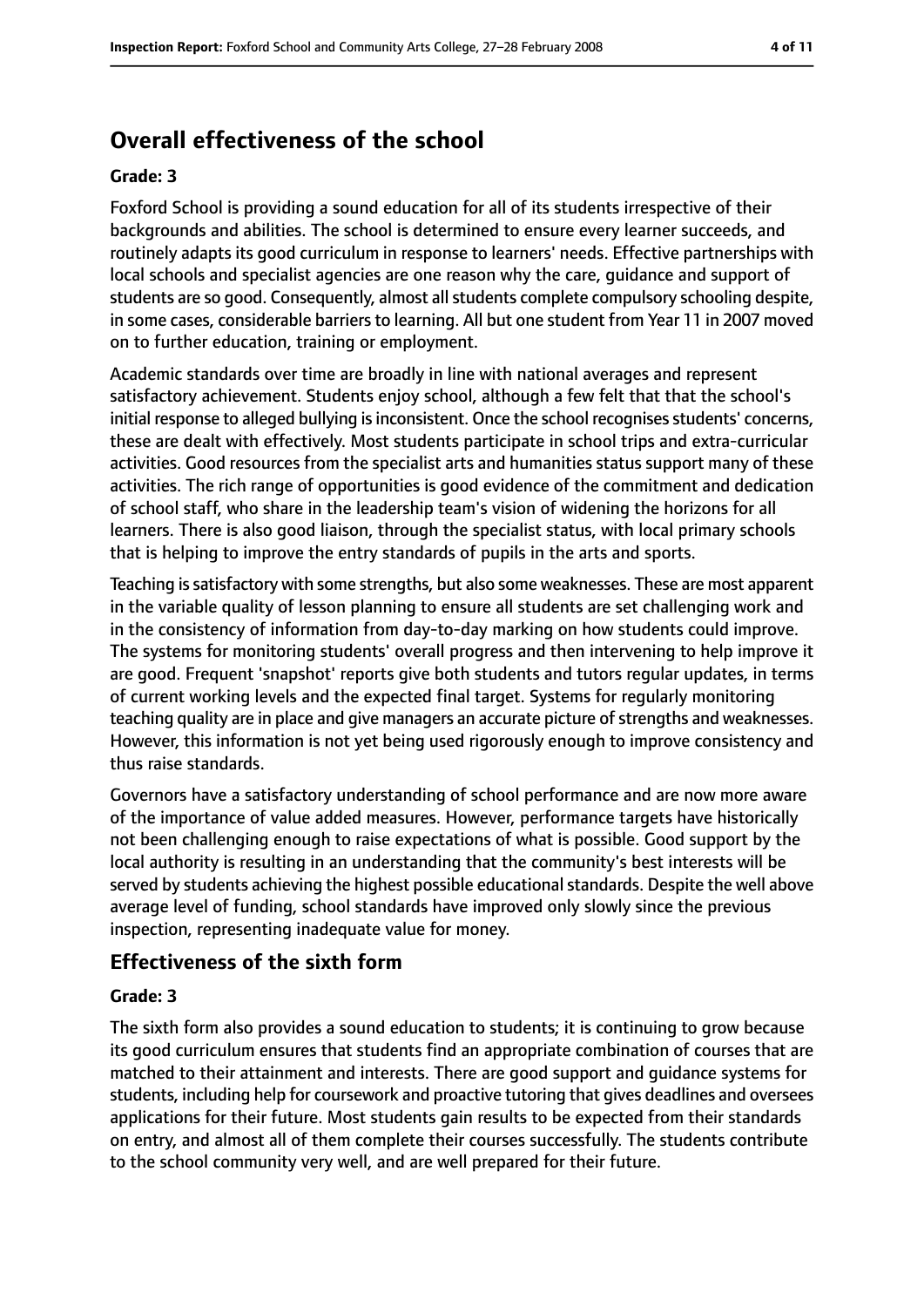## Overall effectiveness of the school

### Grade: 3

Foxford School is providing a sound education for all of its students irrespective of their backgrounds and abilities. The school is determined to ensure every learner succeeds, and routinely adapts its good curriculum in response to learners' needs. Effective partnerships with local schools and specialist agencies are one reason why the care, guidance and support of students are so good. Consequently, almost all students complete compulsory schooling despite, in some cases, considerable barriers to learning. All but one student from Year 11 in 2007 moved on to further education, training or employment.

Academic standards over time are broadly in line with national averages and represent satisfactory achievement. Students enjoy school, although a few felt that that the school's initial response to alleged bullying is inconsistent. Once the school recognises students' concerns, these are dealt with effectively. Most students participate in school trips and extra-curricular activities. Good resources from the specialist arts and humanities status support many of these activities. The rich range of opportunities is good evidence of the commitment and dedication of school staff, who share in the leadership team's vision of widening the horizons for all learners. There is also good liaison, through the specialist status, with local primary schools that is helping to improve the entry standards of pupils in the arts and sports.

Teaching is satisfactory with some strengths, but also some weaknesses. These are most apparent in the variable quality of lesson planning to ensure all students are set challenging work and in the consistency of information from day-to-day marking on how students could improve. The systems for monitoring students' overall progress and then intervening to help improve it are good. Frequent 'snapshot' reports give both students and tutors regular updates, in terms of current working levels and the expected final target. Systems for regularly monitoring teaching quality are in place and give managers an accurate picture of strengths and weaknesses. However, this information is not yet being used rigorously enough to improve consistency and thus raise standards.

Governors have a satisfactory understanding of school performance and are now more aware of the importance of value added measures. However, performance targets have historically not been challenging enough to raise expectations of what is possible. Good support by the local authority is resulting in an understanding that the community's best interests will be served by students achieving the highest possible educational standards. Despite the well above average level of funding, school standards have improved only slowly since the previous inspection, representing inadequate value for money.

## Effectiveness of the sixth form

### Grade: 3

The sixth form also provides a sound education to students; it is continuing to grow because its good curriculum ensures that students find an appropriate combination of courses that are matched to their attainment and interests. There are good support and guidance systems for students, including help for coursework and proactive tutoring that gives deadlines and oversees applications for their future. Most students gain results to be expected from their standards on entry, and almost all of them complete their courses successfully. The students contribute to the school community very well, and are well prepared for their future.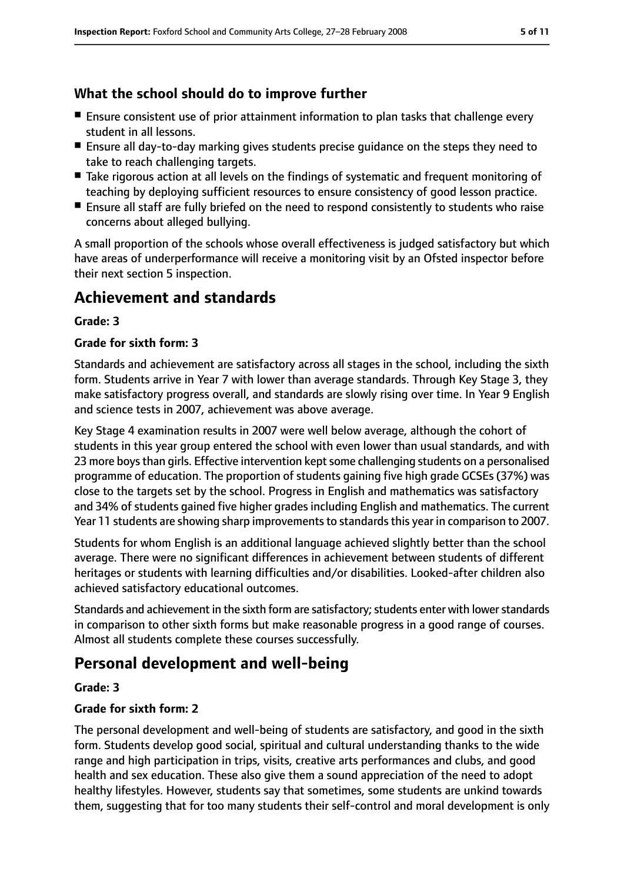### What the school should do to improve further

- Ensure consistent use of prior attainment information to plan tasks that challenge every student in all lessons.
- Ensure all day-to-day marking gives students precise guidance on the steps they need to take to reach challenging targets.
- Take rigorous action at all levels on the findings of systematic and frequent monitoring of teaching by deploying sufficient resources to ensure consistency of good lesson practice.
- Ensure all staff are fully briefed on the need to respond consistently to students who raise concerns about alleged bullying.

A small proportion of the schools whose overall effectiveness is judged satisfactory but which have areas of underperformance will receive a monitoring visit by an Ofsted inspector before their next section 5 inspection.

## Achievement and standards

**Grade: 3**

**Grade for sixth form: 3**

Standards and achievement are satisfactory across all stages in the school, including the sixth form. Students arrive in Year 7 with lower than average standards. Through Key Stage 3, they make satisfactory progress overall, and standards are slowly rising over time. In Year 9 English and science tests in 2007, achievement was above average.

Key Stage 4 examination results in 2007 were well below average, although the cohort of students in this year group entered the school with even lower than usual standards, and with 23 more boys than girls. Effective intervention kept some challenging students on a personalised programme of education. The proportion of students gaining five high grade GCSEs (37%) was close to the targets set by the school. Progress in English and mathematics was satisfactory and 34% of students gained five higher grades including English and mathematics. The current Year 11 students are showing sharp improvements to standards this year in comparison to 2007.

Students for whom English is an additional language achieved slightly better than the school average. There were no significant differences in achievement between students of different heritages or students with learning difficulties and/or disabilities. Looked-after children also achieved satisfactory educational outcomes.

Standards and achievement in the sixth form are satisfactory; students enter with lower standards in comparison to other sixth forms but make reasonable progress in a good range of courses. Almost all students complete these courses successfully.

## Personal development and well-being

**Grade: 3**

**Grade for sixth form: 2**

The personal development and well-being of students are satisfactory, and good in the sixth form. Students develop good social, spiritual and cultural understanding thanks to the wide range and high participation in trips, visits, creative arts performances and clubs, and good health and sex education. These also give them a sound appreciation of the need to adopt healthy lifestyles. However, students say that sometimes, some students are unkind towards them, suggesting that for too many students their self-control and moral development is only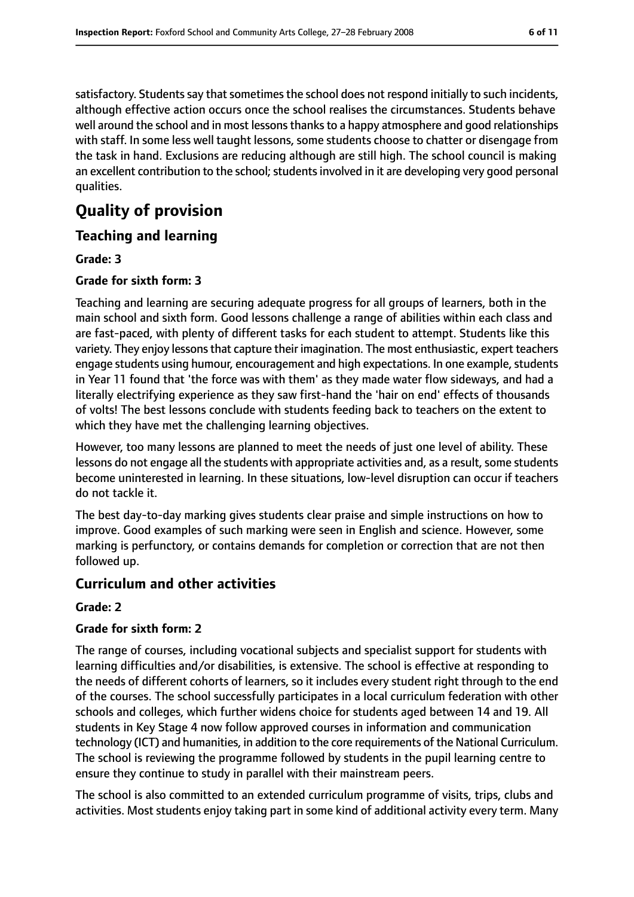satisfactory. Students say that sometimes the school does not respond initially to such incidents, although effective action occurs once the school realises the circumstances. Students behave well around the school and in most lessons thanks to a happy atmosphere and good relationships with staff. In some less well taught lessons, some students choose to chatter or disengage from the task in hand. Exclusions are reducing although are still high. The school council is making an excellent contribution to the school; students involved in it are developing very good personal qualities.

# Quality of provision

## Teaching and learning

**Grade: 3**

**Grade for sixth form: 3**

Teaching and learning are securing adequate progress for all groups of learners, both in the main school and sixth form. Good lessons challenge a range of abilities within each class and are fast-paced, with plenty of different tasks for each student to attempt. Students like this variety. They enjoy lessons that capture their imagination. The most enthusiastic, expert teachers engage students using humour, encouragement and high expectations. In one example, students in Year 11 found that 'the force was with them' as they made water flow sideways, and had a literally electrifying experience as they saw first-hand the 'hair on end' effects of thousands of volts! The best lessons conclude with students feeding back to teachers on the extent to which they have met the challenging learning objectives.

However, too many lessons are planned to meet the needs of just one level of ability. These lessons do not engage all the students with appropriate activities and, as a result, some students become uninterested in learning. In these situations, low-level disruption can occur if teachers do not tackle it.

The best day-to-day marking gives students clear praise and simple instructions on how to improve. Good examples of such marking were seen in English and science. However, some marking is perfunctory, or contains demands for completion or correction that are not then followed up.

## Curriculum and other activities

**Grade: 2**

**Grade for sixth form: 2**

The range of courses, including vocational subjects and specialist support for students with learning difficulties and/or disabilities, is extensive. The school is effective at responding to the needs of different cohorts of learners, so it includes every student right through to the end of the courses. The school successfully participates in a local curriculum federation with other schools and colleges, which further widens choice for students aged between 14 and 19. All students in Key Stage 4 now follow approved courses in information and communication technology (ICT) and humanities, in addition to the core requirements of the National Curriculum. The school is reviewing the programme followed by students in the pupil learning centre to ensure they continue to study in parallel with their mainstream peers.

The school is also committed to an extended curriculum programme of visits, trips, clubs and activities. Most students enjoy taking part in some kind of additional activity every term. Many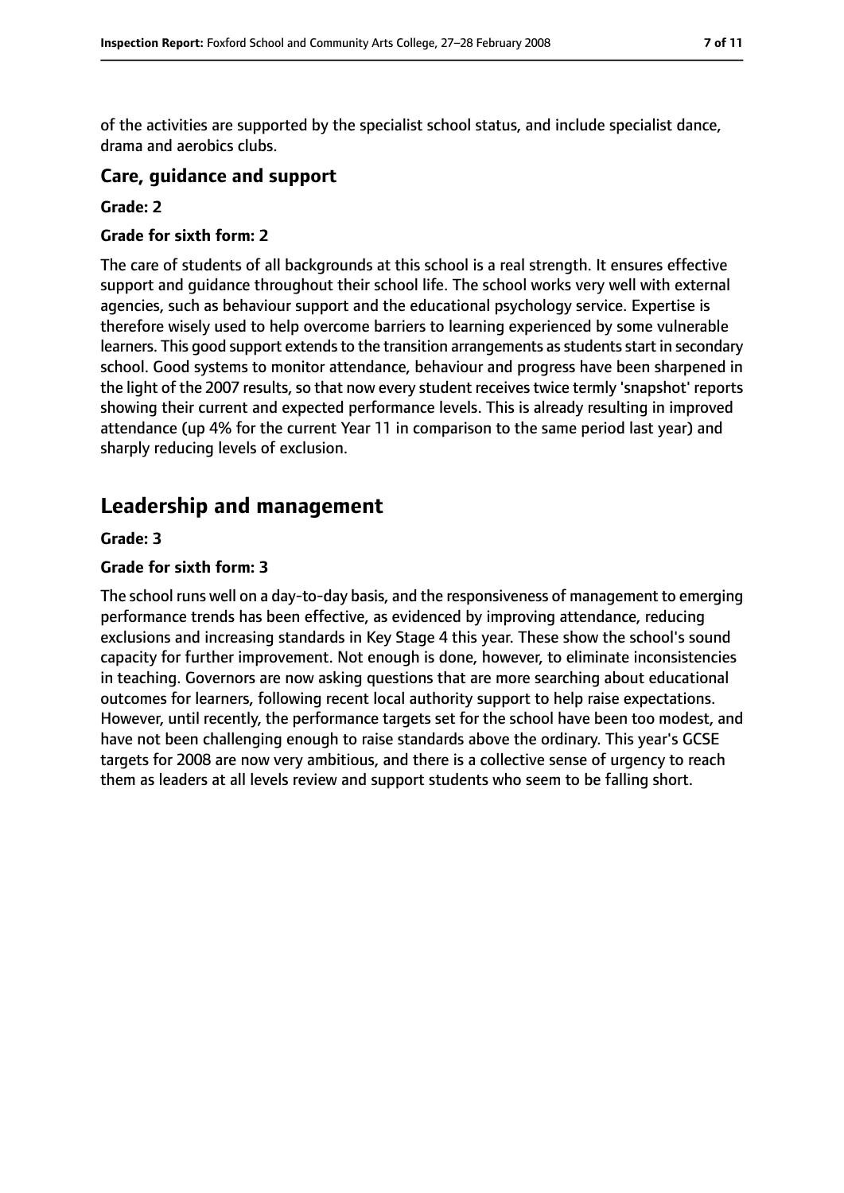of the activities are supported by the specialist school status, and include specialist dance, drama and aerobics clubs.

### Care, guidance and support

**Grade: 2**

**Grade for sixth form: 2**

The care of students of all backgrounds at this school is a real strength. It ensures effective support and guidance throughout their school life. The school works very well with external agencies, such as behaviour support and the educational psychology service. Expertise is therefore wisely used to help overcome barriers to learning experienced by some vulnerable learners. This good support extends to the transition arrangements as students start in secondary school. Good systems to monitor attendance, behaviour and progress have been sharpened in the light of the 2007 results, so that now every student receives twice termly 'snapshot' reports showing their current and expected performance levels. This is already resulting in improved attendance (up 4% for the current Year 11 in comparison to the same period last year) and sharply reducing levels of exclusion.

## Leadership and management

**Grade: 3**

**Grade for sixth form: 3**

The school runs well on a day-to-day basis, and the responsiveness of management to emerging performance trends has been effective, as evidenced by improving attendance, reducing exclusions and increasing standards in Key Stage 4 this year. These show the school's sound capacity for further improvement. Not enough is done, however, to eliminate inconsistencies in teaching. Governors are now asking questions that are more searching about educational outcomes for learners, following recent local authority support to help raise expectations. However, until recently, the performance targets set for the school have been too modest, and have not been challenging enough to raise standards above the ordinary. This year's GCSE targets for 2008 are now very ambitious, and there is a collective sense of urgency to reach them as leaders at all levels review and support students who seem to be falling short.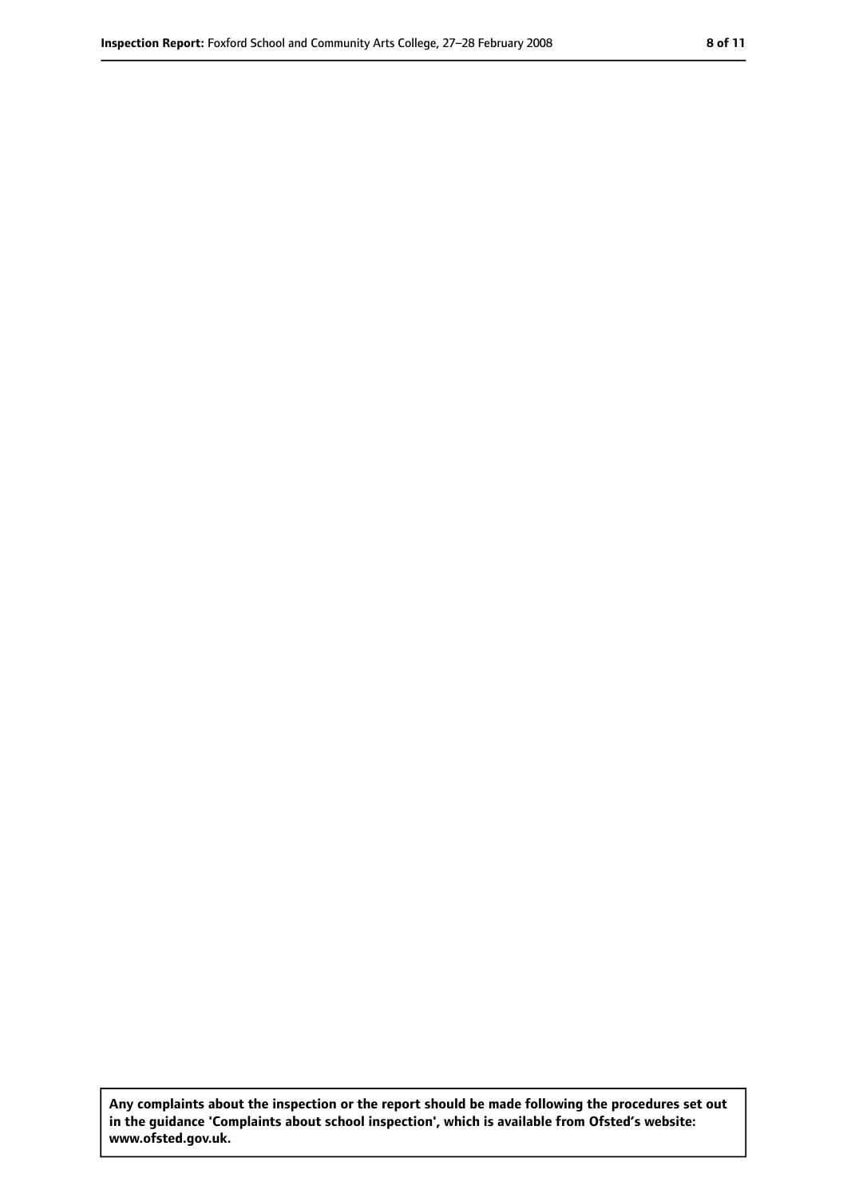**Any complaints about the inspection or the report should be made following the procedures set out in the guidance 'Complaints about school inspection', which is available from Ofsted's website: www.ofsted.gov.uk.**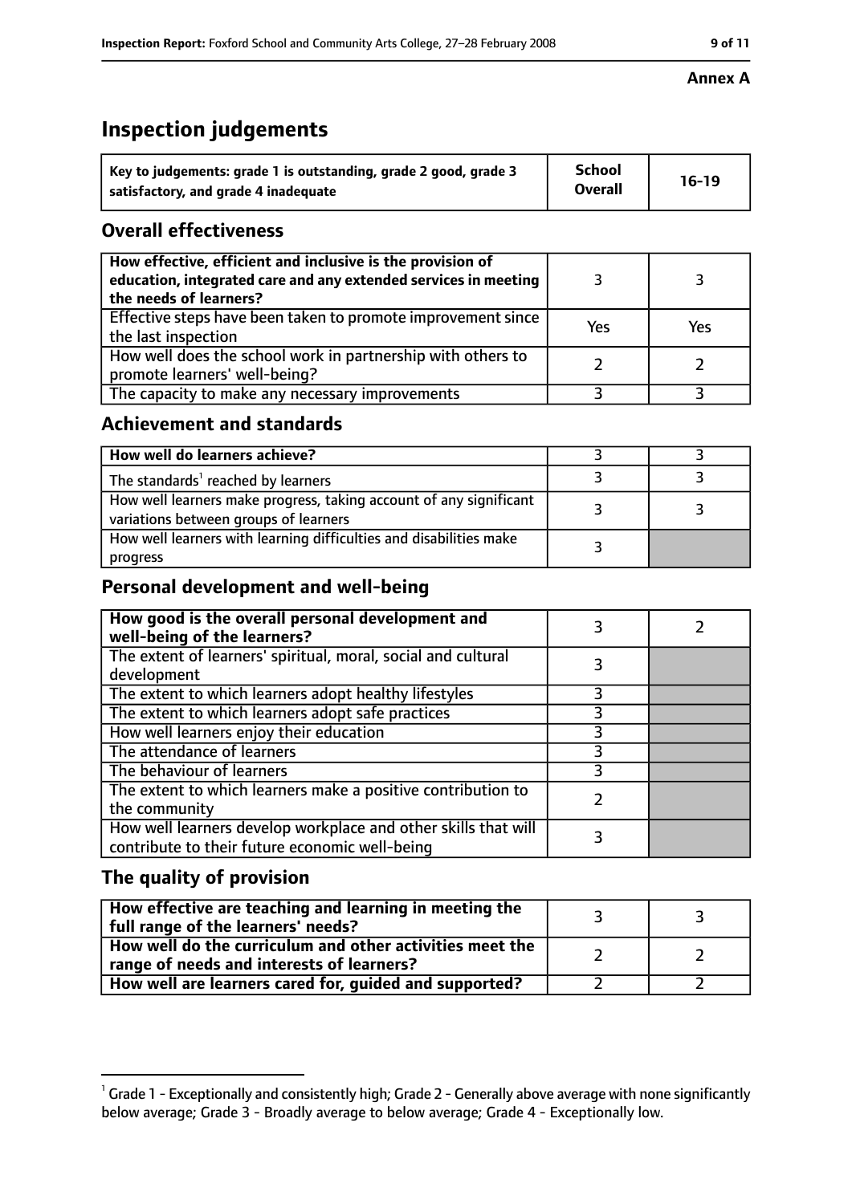**Annex A**

# Inspection judgements

| Key to judgements: grade 1 is outstanding, grade 2 good, grade 3 satisfactory, and grade 4 inadequate | School Overall | 16-19 |
|---|---|---|

## Overall effectiveness

| | | |
|---|---|---|
| How effective, efficient and inclusive is the provision of education, integrated care and any extended services in meeting the needs of learners? | 3 | 3 |
| Effective steps have been taken to promote improvement since the last inspection | Yes | Yes |
| How well does the school work in partnership with others to promote learners' well-being? | 2 | 2 |
| The capacity to make any necessary improvements | 3 | 3 |

## Achievement and standards

| | | |
|---|---|---|
| How well do learners achieve? | 3 | 3 |
| The standards[1] reached by learners | 3 | 3 |
| How well learners make progress, taking account of any significant variations between groups of learners | 3 | 3 |
| How well learners with learning difficulties and disabilities make progress | 3 | |

## Personal development and well-being

| | | |
|---|---|---|
| How good is the overall personal development and well-being of the learners? | 3 | 2 |
| The extent of learners' spiritual, moral, social and cultural development | 3 | |
| The extent to which learners adopt healthy lifestyles | 3 | |
| The extent to which learners adopt safe practices | 3 | |
| How well learners enjoy their education | 3 | |
| The attendance of learners | 3 | |
| The behaviour of learners | 3 | |
| The extent to which learners make a positive contribution to the community | 2 | |
| How well learners develop workplace and other skills that will contribute to their future economic well-being | 3 | |

## The quality of provision

| | | |
|---|---|---|
| How effective are teaching and learning in meeting the full range of the learners' needs? | 3 | 3 |
| How well do the curriculum and other activities meet the range of needs and interests of learners? | 2 | 2 |
| How well are learners cared for, guided and supported? | 2 | 2 |

[1] Grade 1 - Exceptionally and consistently high; Grade 2 - Generally above average with none significantly below average; Grade 3 - Broadly average to below average; Grade 4 - Exceptionally low.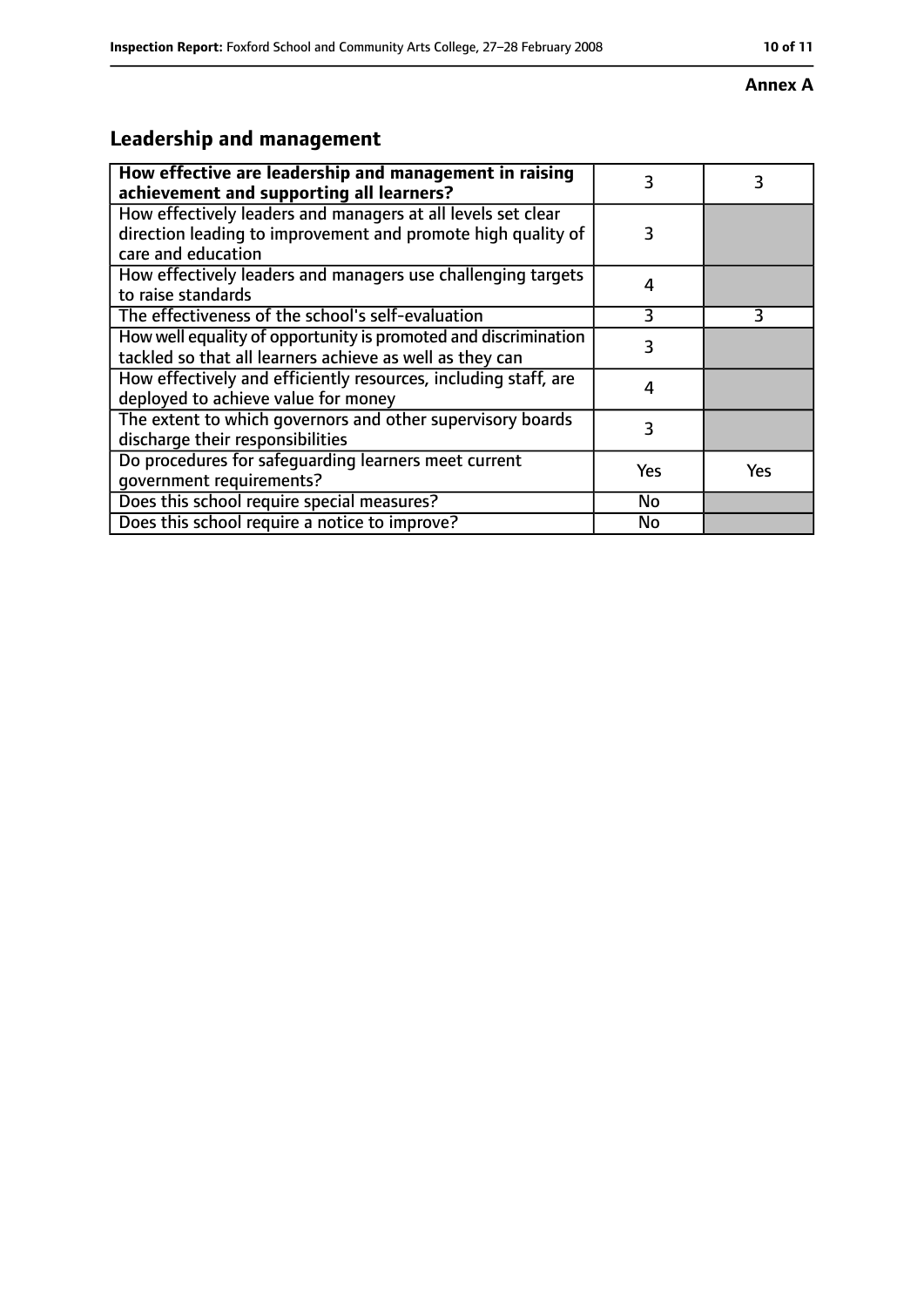**Annex A**

## Leadership and management

| | | |
|---|---|---|
| **How effective are leadership and management in raising achievement and supporting all learners?** | 3 | 3 |
| How effectively leaders and managers at all levels set clear direction leading to improvement and promote high quality of care and education | 3 | |
| How effectively leaders and managers use challenging targets to raise standards | 4 | |
| The effectiveness of the school's self-evaluation | 3 | 3 |
| How well equality of opportunity is promoted and discrimination tackled so that all learners achieve as well as they can | 3 | |
| How effectively and efficiently resources, including staff, are deployed to achieve value for money | 4 | |
| The extent to which governors and other supervisory boards discharge their responsibilities | 3 | |
| Do procedures for safeguarding learners meet current government requirements? | Yes | Yes |
| Does this school require special measures? | No | |
| Does this school require a notice to improve? | No | |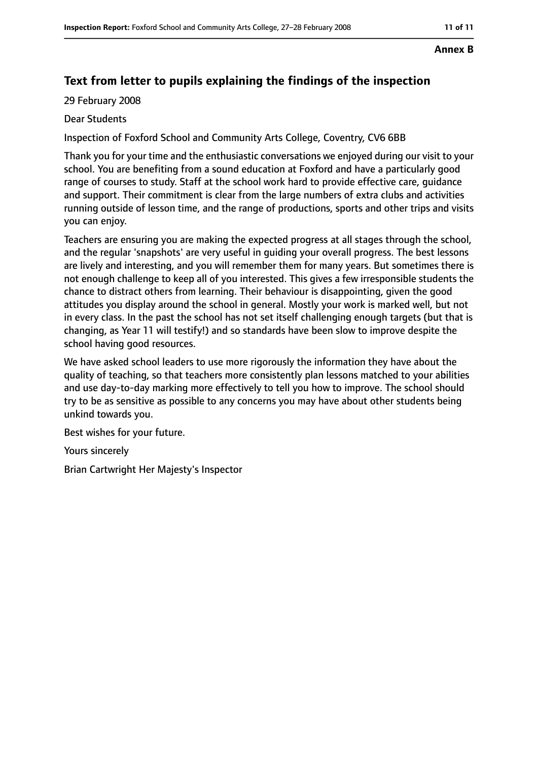**Annex B**

## Text from letter to pupils explaining the findings of the inspection

29 February 2008

Dear Students

Inspection of Foxford School and Community Arts College, Coventry, CV6 6BB

Thank you for your time and the enthusiastic conversations we enjoyed during our visit to your school. You are benefiting from a sound education at Foxford and have a particularly good range of courses to study. Staff at the school work hard to provide effective care, guidance and support. Their commitment is clear from the large numbers of extra clubs and activities running outside of lesson time, and the range of productions, sports and other trips and visits you can enjoy.

Teachers are ensuring you are making the expected progress at all stages through the school, and the regular 'snapshots' are very useful in guiding your overall progress. The best lessons are lively and interesting, and you will remember them for many years. But sometimes there is not enough challenge to keep all of you interested. This gives a few irresponsible students the chance to distract others from learning. Their behaviour is disappointing, given the good attitudes you display around the school in general. Mostly your work is marked well, but not in every class. In the past the school has not set itself challenging enough targets (but that is changing, as Year 11 will testify!) and so standards have been slow to improve despite the school having good resources.

We have asked school leaders to use more rigorously the information they have about the quality of teaching, so that teachers more consistently plan lessons matched to your abilities and use day-to-day marking more effectively to tell you how to improve. The school should try to be as sensitive as possible to any concerns you may have about other students being unkind towards you.

Best wishes for your future.

Yours sincerely

Brian Cartwright Her Majesty's Inspector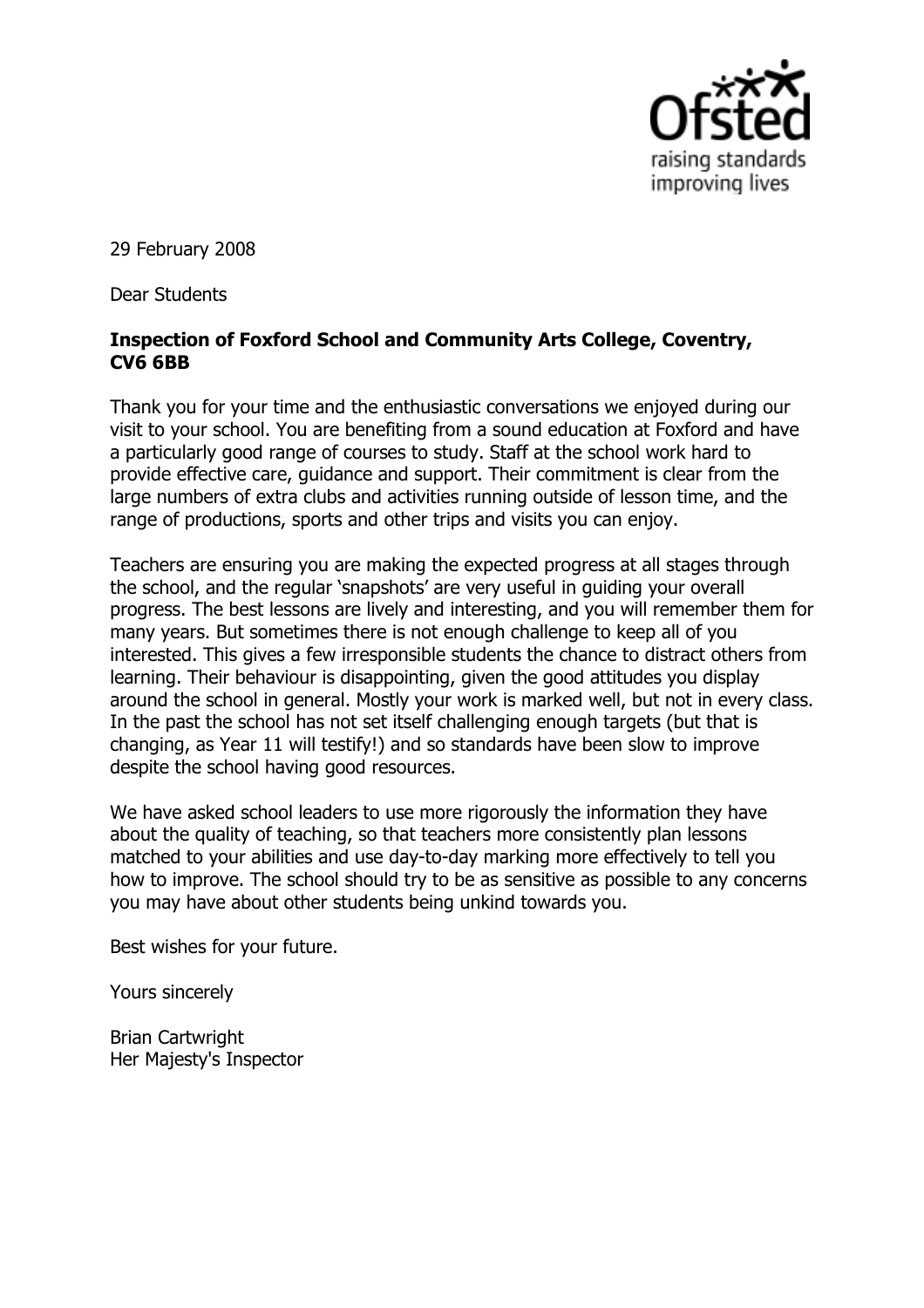29 February 2008

Dear Students

**Inspection of Foxford School and Community Arts College, Coventry, CV6 6BB**

Thank you for your time and the enthusiastic conversations we enjoyed during our visit to your school. You are benefiting from a sound education at Foxford and have a particularly good range of courses to study. Staff at the school work hard to provide effective care, guidance and support. Their commitment is clear from the large numbers of extra clubs and activities running outside of lesson time, and the range of productions, sports and other trips and visits you can enjoy.

Teachers are ensuring you are making the expected progress at all stages through the school, and the regular 'snapshots' are very useful in guiding your overall progress. The best lessons are lively and interesting, and you will remember them for many years. But sometimes there is not enough challenge to keep all of you interested. This gives a few irresponsible students the chance to distract others from learning. Their behaviour is disappointing, given the good attitudes you display around the school in general. Mostly your work is marked well, but not in every class. In the past the school has not set itself challenging enough targets (but that is changing, as Year 11 will testify!) and so standards have been slow to improve despite the school having good resources.

We have asked school leaders to use more rigorously the information they have about the quality of teaching, so that teachers more consistently plan lessons matched to your abilities and use day-to-day marking more effectively to tell you how to improve. The school should try to be as sensitive as possible to any concerns you may have about other students being unkind towards you.

Best wishes for your future.

Yours sincerely

Brian Cartwright
Her Majesty's Inspector